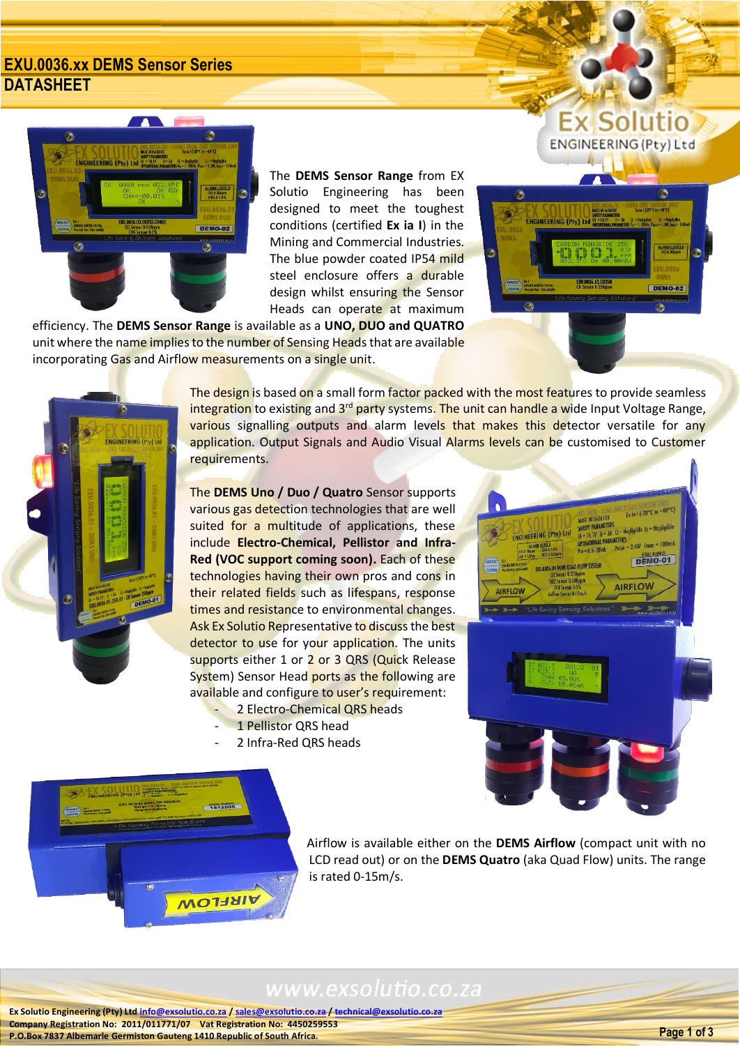# EXU.0036.xx DEMS Sensor Series

## DATASHEET

The **DEMS Sensor Range** from EX Solutio Engineering has been designed to meet the toughest conditions (certified **Ex ia I**) in the Mining and Commercial Industries. The blue powder coated IP54 mild steel enclosure offers a durable design whilst ensuring the Sensor Heads can operate at maximum efficiency. The **DEMS Sensor Range** is available as a **UNO, DUO and QUATRO** unit where the name implies to the number of Sensing Heads that are available incorporating Gas and Airflow measurements on a single unit.

The design is based on a small form factor packed with the most features to provide seamless integration to existing and 3rd party systems. The unit can handle a wide Input Voltage Range, various signalling outputs and alarm levels that makes this detector versatile for any application. Output Signals and Audio Visual Alarms levels can be customised to Customer requirements.

The **DEMS Uno / Duo / Quatro** Sensor supports various gas detection technologies that are well suited for a multitude of applications, these include **Electro-Chemical, Pellistor and Infra-Red (VOC support coming soon).** Each of these technologies having their own pros and cons in their related fields such as lifespans, response times and resistance to environmental changes. Ask Ex Solutio Representative to discuss the best detector to use for your application. The units supports either 1 or 2 or 3 QRS (Quick Release System) Sensor Head ports as the following are available and configure to user's requirement:

- 2 Electro-Chemical QRS heads
- 1 Pellistor QRS head
- 2 Infra-Red QRS heads

Airflow is available either on the **DEMS Airflow** (compact unit with no LCD read out) or on the **DEMS Quatro** (aka Quad Flow) units. The range is rated 0-15m/s.

Ex Solutio Engineering (Pty) Ltd info@exsolutio.co.za / sales@exsolutio.co.za / technical@exsolutio.co.za
Company Registration No: 2011/011771/07 Vat Registration No: 4450259553
P.O.Box 7837 Albemarle Germiston Gauteng 1410 Republic of South Africa.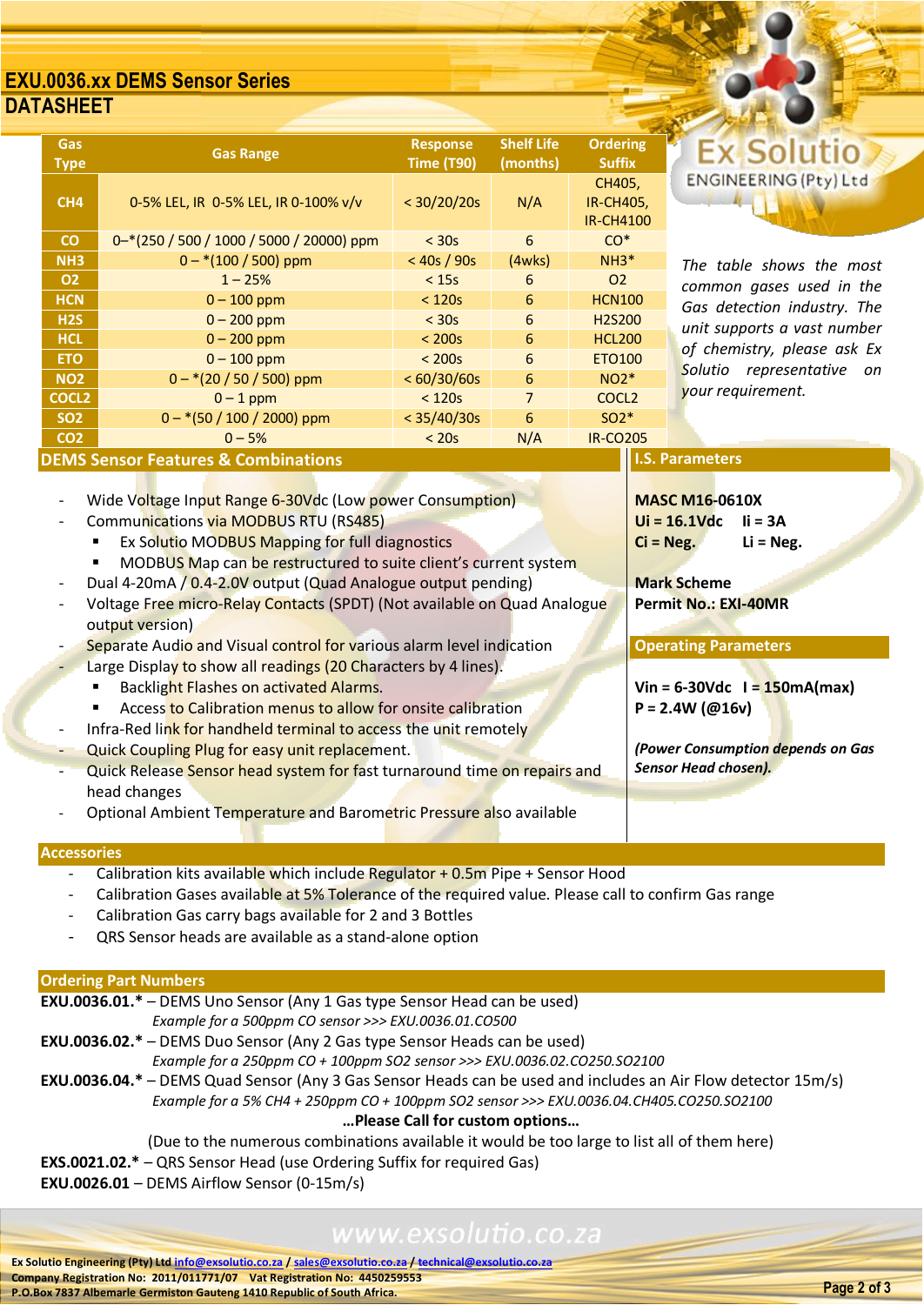# EXU.0036.xx DEMS Sensor Series

## DATASHEET

| Gas Type | Gas Range | Response Time (T90) | Shelf Life (months) | Ordering Suffix |
|---|---|---|---|---|
| CH4 | 0-5% LEL, IR 0-5% LEL, IR 0-100% v/v | < 30/20/20s | N/A | CH405, IR-CH405, IR-CH4100 |
| CO | 0–*(250 / 500 / 1000 / 5000 / 20000) ppm | < 30s | 6 | CO* |
| NH3 | 0 – *(100 / 500) ppm | < 40s / 90s | (4wks) | NH3* |
| O2 | 1 – 25% | < 15s | 6 | O2 |
| HCN | 0 – 100 ppm | < 120s | 6 | HCN100 |
| H2S | 0 – 200 ppm | < 30s | 6 | H2S200 |
| HCL | 0 – 200 ppm | < 200s | 6 | HCL200 |
| ETO | 0 – 100 ppm | < 200s | 6 | ETO100 |
| NO2 | 0 – *(20 / 50 / 500) ppm | < 60/30/60s | 6 | NO2* |
| COCL2 | 0 – 1 ppm | < 120s | 7 | COCL2 |
| SO2 | 0 – *(50 / 100 / 2000) ppm | < 35/40/30s | 6 | SO2* |
| CO2 | 0 – 5% | < 20s | N/A | IR-CO205 |

Ex Solutio ENGINEERING (Pty) Ltd

*The table shows the most common gases used in the Gas detection industry. The unit supports a vast number of chemistry, please ask Ex Solutio representative on your requirement.*

## DEMS Sensor Features & Combinations

- Wide Voltage Input Range 6-30Vdc (Low power Consumption)
- Communications via MODBUS RTU (RS485)
  - Ex Solutio MODBUS Mapping for full diagnostics
  - MODBUS Map can be restructured to suite client's current system
- Dual 4-20mA / 0.4-2.0V output (Quad Analogue output pending)
- Voltage Free micro-Relay Contacts (SPDT) (Not available on Quad Analogue output version)
- Separate Audio and Visual control for various alarm level indication
- Large Display to show all readings (20 Characters by 4 lines).
  - Backlight Flashes on activated Alarms.
  - Access to Calibration menus to allow for onsite calibration
- Infra-Red link for handheld terminal to access the unit remotely
- Quick Coupling Plug for easy unit replacement.
- Quick Release Sensor head system for fast turnaround time on repairs and head changes
- Optional Ambient Temperature and Barometric Pressure also available

## I.S. Parameters

**MASC M16-0610X**
**Ui = 16.1Vdc    Ii = 3A**
**Ci = Neg.    Li = Neg.**

**Mark Scheme**
**Permit No.: EXI-40MR**

## Operating Parameters

**Vin = 6-30Vdc    I = 150mA(max)**
**P = 2.4W (@16v)**

***(Power Consumption depends on Gas Sensor Head chosen).***

## Accessories

- Calibration kits available which include Regulator + 0.5m Pipe + Sensor Hood
- Calibration Gases available at 5% Tolerance of the required value. Please call to confirm Gas range
- Calibration Gas carry bags available for 2 and 3 Bottles
- QRS Sensor heads are available as a stand-alone option

## Ordering Part Numbers

**EXU.0036.01.*** – DEMS Uno Sensor (Any 1 Gas type Sensor Head can be used)
*Example for a 500ppm CO sensor >>> EXU.0036.01.CO500*

**EXU.0036.02.*** – DEMS Duo Sensor (Any 2 Gas type Sensor Heads can be used)
*Example for a 250ppm CO + 100ppm SO2 sensor >>> EXU.0036.02.CO250.SO2100*

**EXU.0036.04.*** – DEMS Quad Sensor (Any 3 Gas Sensor Heads can be used and includes an Air Flow detector 15m/s)
*Example for a 5% CH4 + 250ppm CO + 100ppm SO2 sensor >>> EXU.0036.04.CH405.CO250.SO2100*

**…Please Call for custom options…**

(Due to the numerous combinations available it would be too large to list all of them here)

**EXS.0021.02.*** – QRS Sensor Head (use Ordering Suffix for required Gas)

**EXU.0026.01** – DEMS Airflow Sensor (0-15m/s)

www.exsolutio.co.za

Ex Solutio Engineering (Pty) Ltd info@exsolutio.co.za / sales@exsolutio.co.za / technical@exsolutio.co.za
Company Registration No: 2011/011771/07 Vat Registration No: 4450259553
P.O.Box 7837 Albemarle Germiston Gauteng 1410 Republic of South Africa.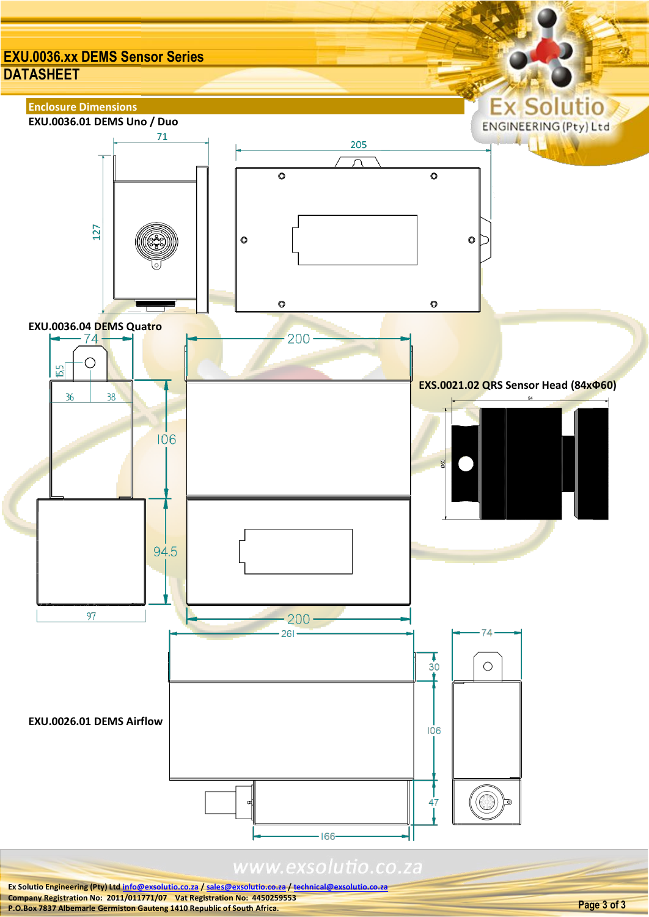## Enclosure Dimensions

### EXU.0036.01 DEMS Uno / Duo

71

127

205

### EXU.0036.04 DEMS Quatro

74

15.5

36

38

106

94.5

97

200

200

### EXS.0021.02 QRS Sensor Head (84xΦ60)

84

Ø60

### EXU.0026.01 DEMS Airflow

261

30

106

47

166

74